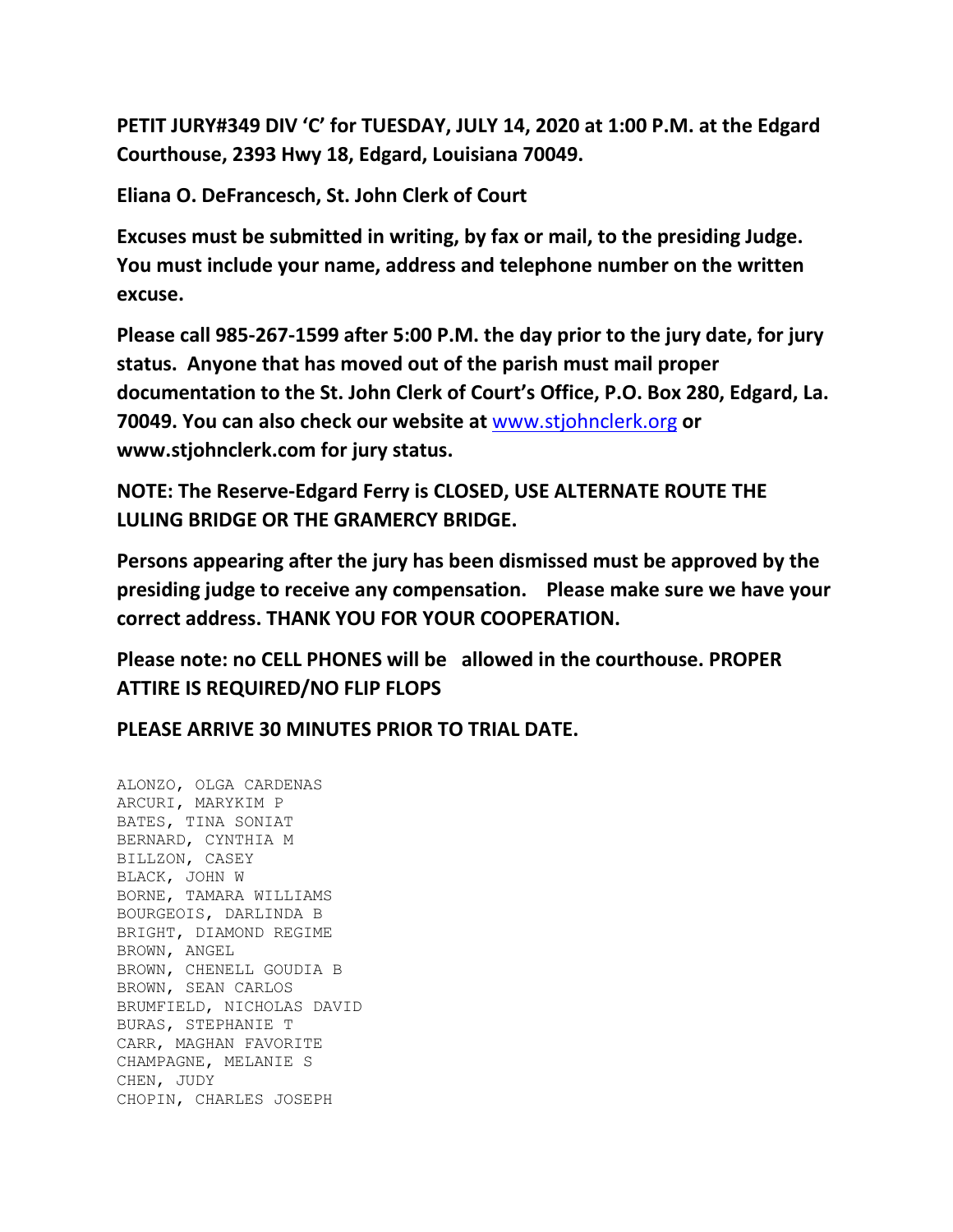**PETIT JURY#349 DIV 'C' for TUESDAY, JULY 14, 2020 at 1:00 P.M. at the Edgard Courthouse, 2393 Hwy 18, Edgard, Louisiana 70049.**

**Eliana O. DeFrancesch, St. John Clerk of Court**

**Excuses must be submitted in writing, by fax or mail, to the presiding Judge. You must include your name, address and telephone number on the written excuse.**

**Please call 985-267-1599 after 5:00 P.M. the day prior to the jury date, for jury status. Anyone that has moved out of the parish must mail proper documentation to the St. John Clerk of Court's Office, P.O. Box 280, Edgard, La. 70049. You can also check our website at [www.stjohnclerk.org](http://www.stjohnclerk.org) or www.stjohnclerk.com for jury status.**

**NOTE: The Reserve-Edgard Ferry is CLOSED, USE ALTERNATE ROUTE THE LULING BRIDGE OR THE GRAMERCY BRIDGE.**

**Persons appearing after the jury has been dismissed must be approved by the presiding judge to receive any compensation. Please make sure we have your correct address. THANK YOU FOR YOUR COOPERATION.**

**Please note: no CELL PHONES will be allowed in the courthouse. PROPER ATTIRE IS REQUIRED/NO FLIP FLOPS**

**PLEASE ARRIVE 30 MINUTES PRIOR TO TRIAL DATE.**

ALONZO, OLGA CARDENAS
ARCURI, MARYKIM P
BATES, TINA SONIAT
BERNARD, CYNTHIA M
BILLZON, CASEY
BLACK, JOHN W
BORNE, TAMARA WILLIAMS
BOURGEOIS, DARLINDA B
BRIGHT, DIAMOND REGIME
BROWN, ANGEL
BROWN, CHENELL GOUDIA B
BROWN, SEAN CARLOS
BRUMFIELD, NICHOLAS DAVID
BURAS, STEPHANIE T
CARR, MAGHAN FAVORITE
CHAMPAGNE, MELANIE S
CHEN, JUDY
CHOPIN, CHARLES JOSEPH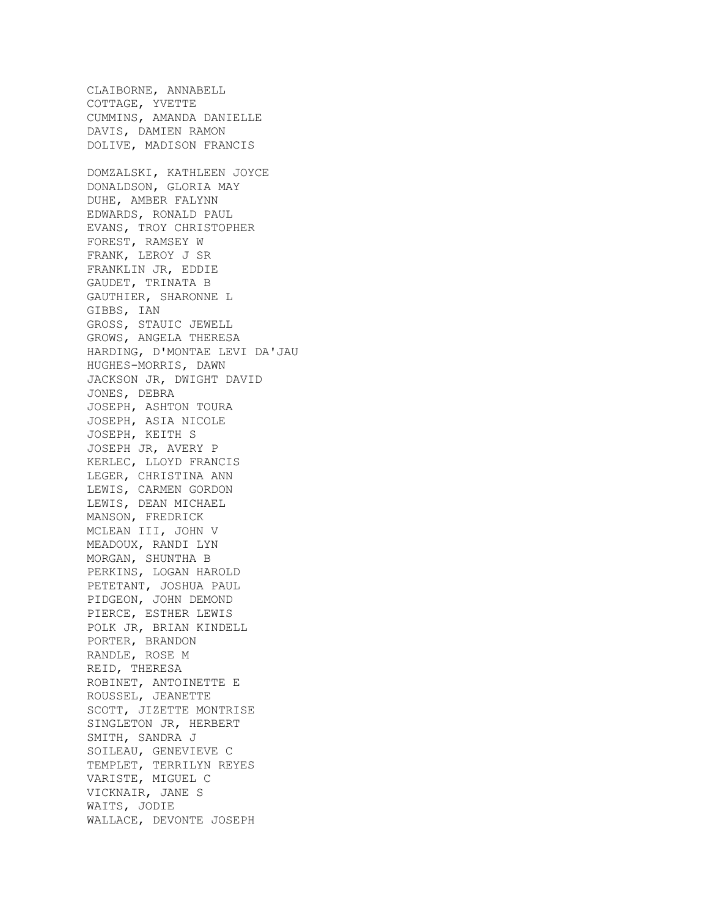CLAIBORNE, ANNABELL
COTTAGE, YVETTE
CUMMINS, AMANDA DANIELLE
DAVIS, DAMIEN RAMON
DOLIVE, MADISON FRANCIS

DOMZALSKI, KATHLEEN JOYCE
DONALDSON, GLORIA MAY
DUHE, AMBER FALYNN
EDWARDS, RONALD PAUL
EVANS, TROY CHRISTOPHER
FOREST, RAMSEY W
FRANK, LEROY J SR
FRANKLIN JR, EDDIE
GAUDET, TRINATA B
GAUTHIER, SHARONNE L
GIBBS, IAN
GROSS, STAUIC JEWELL
GROWS, ANGELA THERESA
HARDING, D'MONTAE LEVI DA'JAU
HUGHES-MORRIS, DAWN
JACKSON JR, DWIGHT DAVID
JONES, DEBRA
JOSEPH, ASHTON TOURA
JOSEPH, ASIA NICOLE
JOSEPH, KEITH S
JOSEPH JR, AVERY P
KERLEC, LLOYD FRANCIS
LEGER, CHRISTINA ANN
LEWIS, CARMEN GORDON
LEWIS, DEAN MICHAEL
MANSON, FREDRICK
MCLEAN III, JOHN V
MEADOUX, RANDI LYN
MORGAN, SHUNTHA B
PERKINS, LOGAN HAROLD
PETETANT, JOSHUA PAUL
PIDGEON, JOHN DEMOND
PIERCE, ESTHER LEWIS
POLK JR, BRIAN KINDELL
PORTER, BRANDON
RANDLE, ROSE M
REID, THERESA
ROBINET, ANTOINETTE E
ROUSSEL, JEANETTE
SCOTT, JIZETTE MONTRISE
SINGLETON JR, HERBERT
SMITH, SANDRA J
SOILEAU, GENEVIEVE C
TEMPLET, TERRILYN REYES
VARISTE, MIGUEL C
VICKNAIR, JANE S
WAITS, JODIE
WALLACE, DEVONTE JOSEPH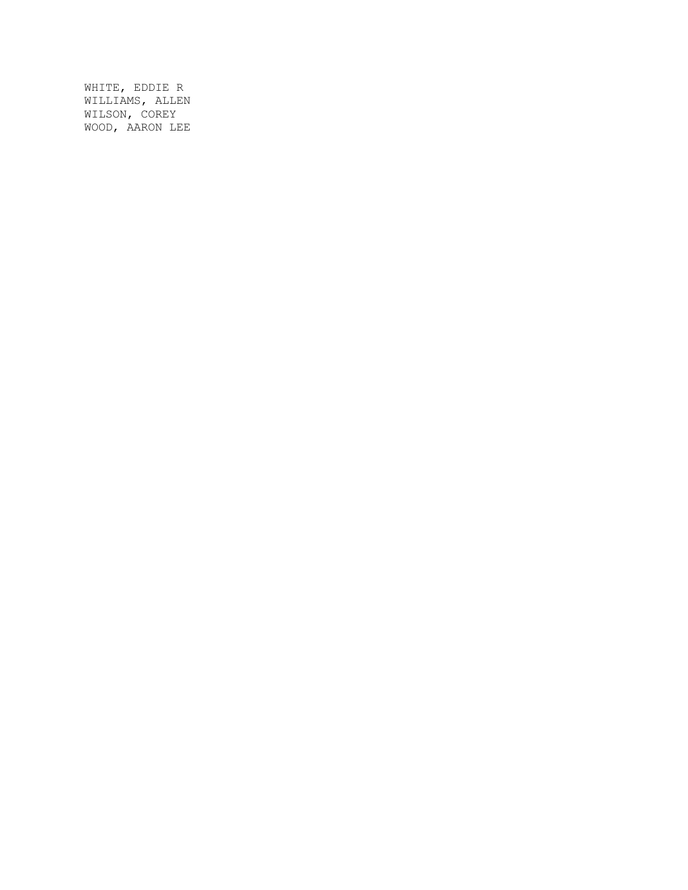WHITE, EDDIE R
WILLIAMS, ALLEN
WILSON, COREY
WOOD, AARON LEE